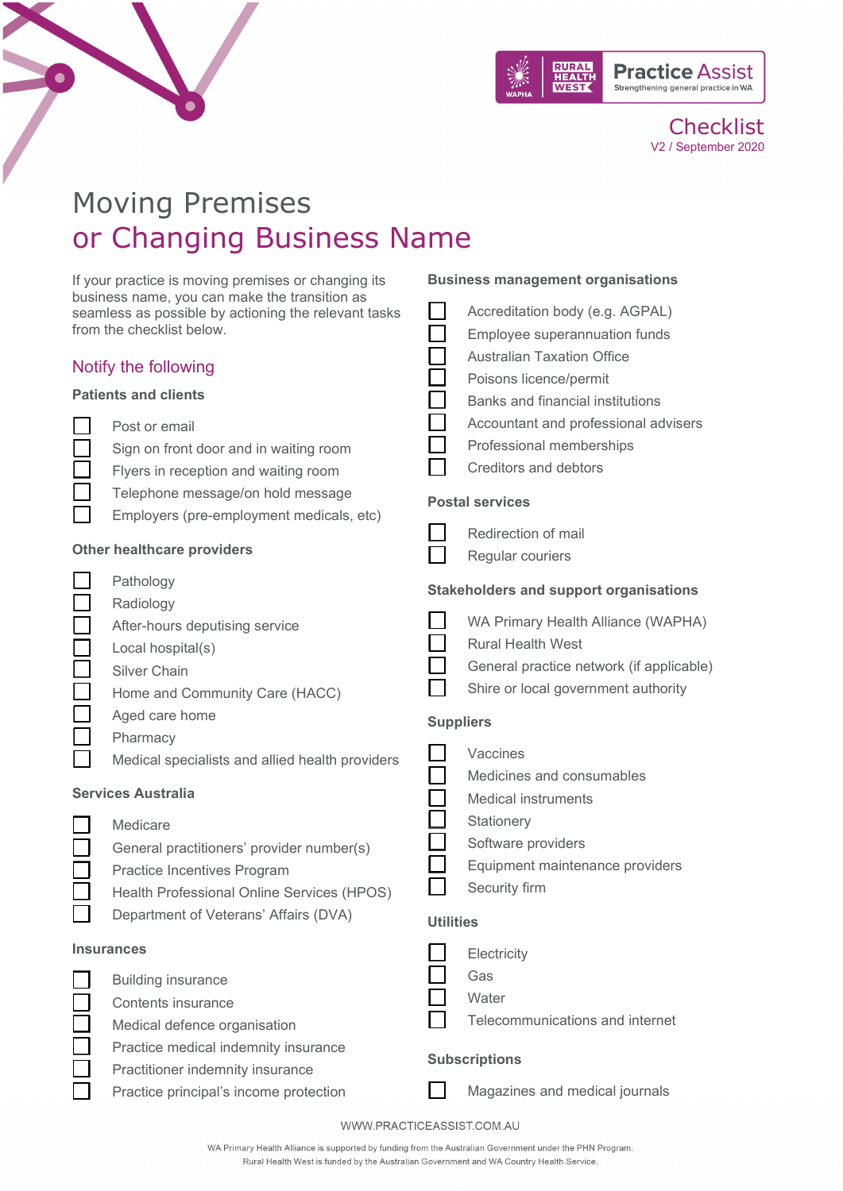Practice Assist
Strengthening general practice in WA

Checklist
V2 / September 2020

# Moving Premises or Changing Business Name

If your practice is moving premises or changing its business name, you can make the transition as seamless as possible by actioning the relevant tasks from the checklist below.

## Notify the following

### Patients and clients

- [ ] Post or email
- [ ] Sign on front door and in waiting room
- [ ] Flyers in reception and waiting room
- [ ] Telephone message/on hold message
- [ ] Employers (pre-employment medicals, etc)

### Other healthcare providers

- [ ] Pathology
- [ ] Radiology
- [ ] After-hours deputising service
- [ ] Local hospital(s)
- [ ] Silver Chain
- [ ] Home and Community Care (HACC)
- [ ] Aged care home
- [ ] Pharmacy
- [ ] Medical specialists and allied health providers

### Services Australia

- [ ] Medicare
- [ ] General practitioners' provider number(s)
- [ ] Practice Incentives Program
- [ ] Health Professional Online Services (HPOS)
- [ ] Department of Veterans' Affairs (DVA)

### Insurances

- [ ] Building insurance
- [ ] Contents insurance
- [ ] Medical defence organisation
- [ ] Practice medical indemnity insurance
- [ ] Practitioner indemnity insurance
- [ ] Practice principal's income protection

### Business management organisations

- [ ] Accreditation body (e.g. AGPAL)
- [ ] Employee superannuation funds
- [ ] Australian Taxation Office
- [ ] Poisons licence/permit
- [ ] Banks and financial institutions
- [ ] Accountant and professional advisers
- [ ] Professional memberships
- [ ] Creditors and debtors

### Postal services

- [ ] Redirection of mail
- [ ] Regular couriers

### Stakeholders and support organisations

- [ ] WA Primary Health Alliance (WAPHA)
- [ ] Rural Health West
- [ ] General practice network (if applicable)
- [ ] Shire or local government authority

### Suppliers

- [ ] Vaccines
- [ ] Medicines and consumables
- [ ] Medical instruments
- [ ] Stationery
- [ ] Software providers
- [ ] Equipment maintenance providers
- [ ] Security firm

### Utilities

- [ ] Electricity
- [ ] Gas
- [ ] Water
- [ ] Telecommunications and internet

### Subscriptions

- [ ] Magazines and medical journals

WWW.PRACTICEASSIST.COM.AU

WA Primary Health Alliance is supported by funding from the Australian Government under the PHN Program.
Rural Health West is funded by the Australian Government and WA Country Health Service.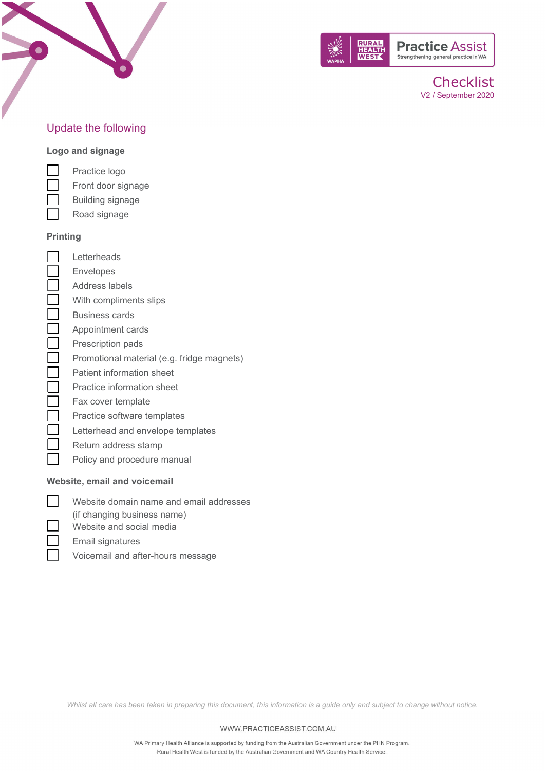Checklist
V2 / September 2020

## Update the following

### Logo and signage

- [ ] Practice logo
- [ ] Front door signage
- [ ] Building signage
- [ ] Road signage

### Printing

- [ ] Letterheads
- [ ] Envelopes
- [ ] Address labels
- [ ] With compliments slips
- [ ] Business cards
- [ ] Appointment cards
- [ ] Prescription pads
- [ ] Promotional material (e.g. fridge magnets)
- [ ] Patient information sheet
- [ ] Practice information sheet
- [ ] Fax cover template
- [ ] Practice software templates
- [ ] Letterhead and envelope templates
- [ ] Return address stamp
- [ ] Policy and procedure manual

### Website, email and voicemail

- [ ] Website domain name and email addresses (if changing business name)
- [ ] Website and social media
- [ ] Email signatures
- [ ] Voicemail and after-hours message

*Whilst all care has been taken in preparing this document, this information is a guide only and subject to change without notice.*

WWW.PRACTICEASSIST.COM.AU

WA Primary Health Alliance is supported by funding from the Australian Government under the PHN Program.
Rural Health West is funded by the Australian Government and WA Country Health Service.